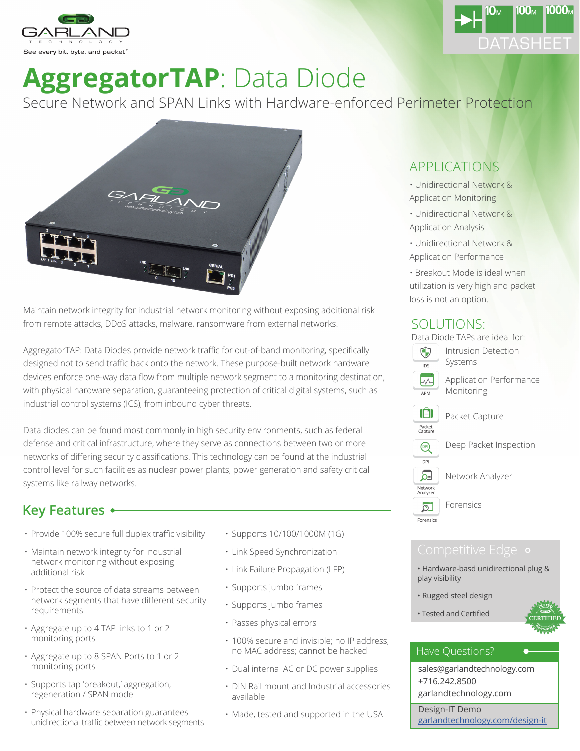GARLAND TECHNOLOGY

See every bit, byte, and packet®

10M 100M 1000M

DATASHEET

# AggregatorTAP: Data Diode

## Secure Network and SPAN Links with Hardware-enforced Perimeter Protection

Maintain network integrity for industrial network monitoring without exposing additional risk from remote attacks, DDoS attacks, malware, ransomware from external networks.

AggregatorTAP: Data Diodes provide network traffic for out-of-band monitoring, specifically designed not to send traffic back onto the network. These purpose-built network hardware devices enforce one-way data flow from multiple network segment to a monitoring destination, with physical hardware separation, guaranteeing protection of critical digital systems, such as industrial control systems (ICS), from inbound cyber threats.

Data diodes can be found most commonly in high security environments, such as federal defense and critical infrastructure, where they serve as connections between two or more networks of differing security classifications. This technology can be found at the industrial control level for such facilities as nuclear power plants, power generation and safety critical systems like railway networks.

## Key Features

- Provide 100% secure full duplex traffic visibility
- Maintain network integrity for industrial network monitoring without exposing additional risk
- Protect the source of data streams between network segments that have different security requirements
- Aggregate up to 4 TAP links to 1 or 2 monitoring ports
- Aggregate up to 8 SPAN Ports to 1 or 2 monitoring ports
- Supports tap 'breakout,' aggregation, regeneration / SPAN mode
- Physical hardware separation guarantees unidirectional traffic between network segments
- Supports 10/100/1000M (1G)
- Link Speed Synchronization
- Link Failure Propagation (LFP)
- Supports jumbo frames
- Supports jumbo frames
- Passes physical errors
- 100% secure and invisible; no IP address, no MAC address; cannot be hacked
- Dual internal AC or DC power supplies
- DIN Rail mount and Industrial accessories available
- Made, tested and supported in the USA

## APPLICATIONS

- Unidirectional Network & Application Monitoring
- Unidirectional Network & Application Analysis
- Unidirectional Network & Application Performance
- Breakout Mode is ideal when utilization is very high and packet loss is not an option.

## SOLUTIONS:

Data Diode TAPs are ideal for:

- IDS – Intrusion Detection Systems
- APM – Application Performance Monitoring
- Packet Capture – Packet Capture
- DPI – Deep Packet Inspection
- Network Analyzer – Network Analyzer
- Forensics – Forensics

## Competitive Edge

- Hardware-basd unidirectional plug & play visibility
- Rugged steel design
- Tested and Certified

## Have Questions?

sales@garlandtechnology.com
+716.242.8500
garlandtechnology.com

Design-IT Demo
garlandtechnology.com/design-it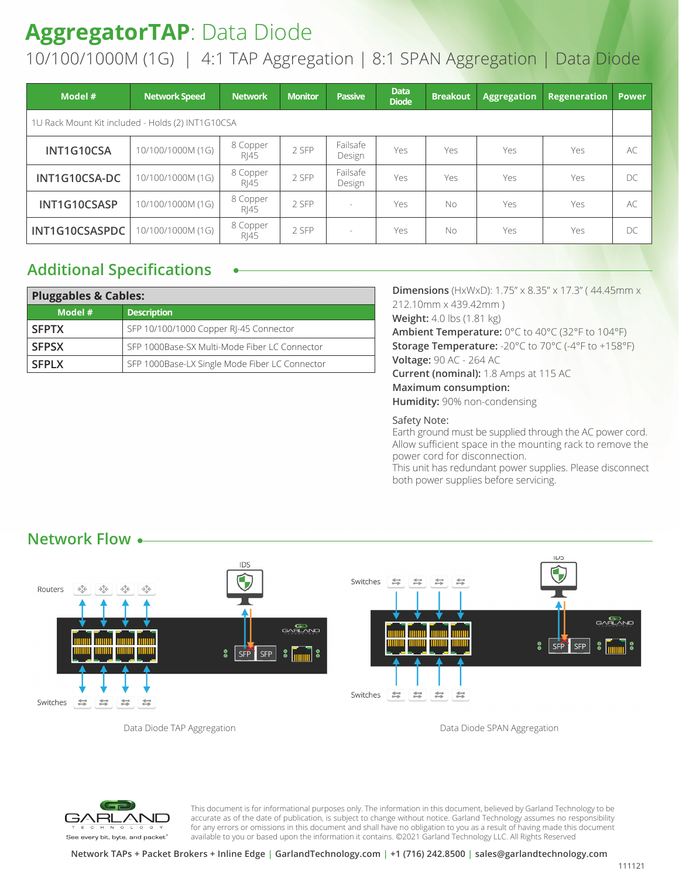# AggregatorTAP: Data Diode

10/100/1000M (1G) | 4:1 TAP Aggregation | 8:1 SPAN Aggregation | Data Diode

| Model # | Network Speed | Network | Monitor | Passive | Data Diode | Breakout | Aggregation | Regeneration | Power |
|---|---|---|---|---|---|---|---|---|---|
| 1U Rack Mount Kit included - Holds (2) INT1G10CSA | | | | | | | | | |
| INT1G10CSA | 10/100/1000M (1G) | 8 Copper RJ45 | 2 SFP | Failsafe Design | Yes | Yes | Yes | Yes | AC |
| INT1G10CSA-DC | 10/100/1000M (1G) | 8 Copper RJ45 | 2 SFP | Failsafe Design | Yes | Yes | Yes | Yes | DC |
| INT1G10CSASP | 10/100/1000M (1G) | 8 Copper RJ45 | 2 SFP | - | Yes | No | Yes | Yes | AC |
| INT1G10CSASPDC | 10/100/1000M (1G) | 8 Copper RJ45 | 2 SFP | - | Yes | No | Yes | Yes | DC |

## Additional Specifications

**Pluggables & Cables:**

| Model # | Description |
|---|---|
| SFPTX | SFP 10/100/1000 Copper RJ-45 Connector |
| SFPSX | SFP 1000Base-SX Multi-Mode Fiber LC Connector |
| SFPLX | SFP 1000Base-LX Single Mode Fiber LC Connector |

**Dimensions** (HxWxD): 1.75" x 8.35" x 17.3" ( 44.45mm x 212.10mm x 439.42mm )
**Weight:** 4.0 lbs (1.81 kg)
**Ambient Temperature:** 0°C to 40°C (32°F to 104°F)
**Storage Temperature:** -20°C to 70°C (-4°F to +158°F)
**Voltage:** 90 AC - 264 AC
**Current (nominal):** 1.8 Amps at 115 AC
**Maximum consumption:**
**Humidity:** 90% non-condensing

Safety Note:
Earth ground must be supplied through the AC power cord. Allow sufficient space in the mounting rack to remove the power cord for disconnection.
This unit has redundant power supplies. Please disconnect both power supplies before servicing.

## Network Flow

Routers
IDS
SFP SFP
Switches

Data Diode TAP Aggregation

Switches
IDS
SFP SFP
Switches

Data Diode SPAN Aggregation

This document is for informational purposes only. The information in this document, believed by Garland Technology to be accurate as of the date of publication, is subject to change without notice. Garland Technology assumes no responsibility for any errors or omissions in this document and shall have no obligation to you as a result of having made this document available to you or based upon the information it contains. ©2021 Garland Technology LLC. All Rights Reserved

See every bit, byte, and packet®

Network TAPs + Packet Brokers + Inline Edge | GarlandTechnology.com | +1 (716) 242.8500 | sales@garlandtechnology.com

111121